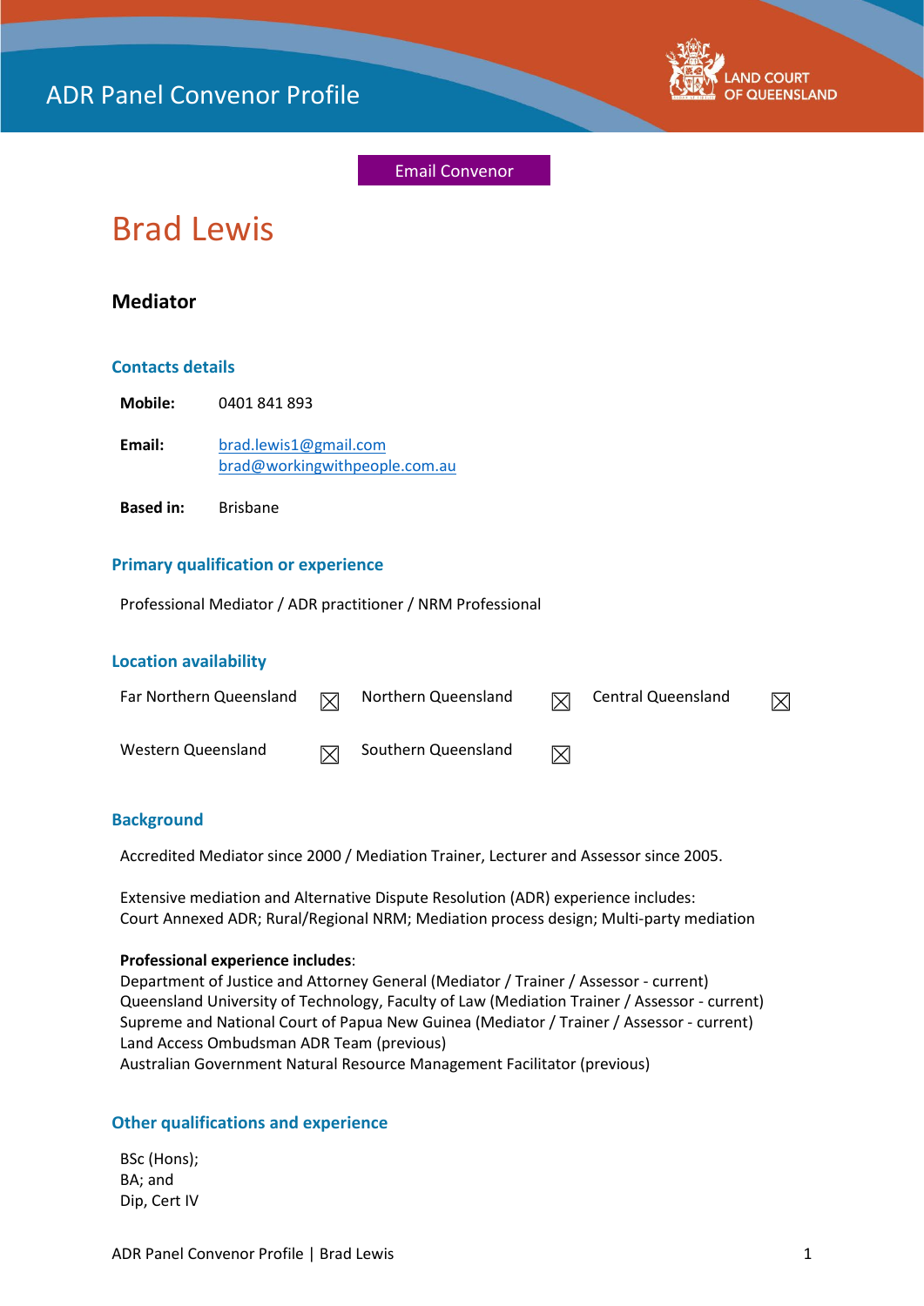ADR Panel Convenor Profile

LAND COURT OF QUEENSLAND

Email Convenor

# Brad Lewis

## Mediator

### Contacts details

**Mobile:** 0401 841 893

**Email:** brad.lewis1@gmail.com
brad@workingwithpeople.com.au

**Based in:** Brisbane

### Primary qualification or experience

Professional Mediator / ADR practitioner / NRM Professional

### Location availability

| | | | | | |
|---|---|---|---|---|---|
| Far Northern Queensland | ☒ | Northern Queensland | ☒ | Central Queensland | ☒ |
| Western Queensland | ☒ | Southern Queensland | ☒ | | |

### Background

Accredited Mediator since 2000 / Mediation Trainer, Lecturer and Assessor since 2005.

Extensive mediation and Alternative Dispute Resolution (ADR) experience includes:
Court Annexed ADR; Rural/Regional NRM; Mediation process design; Multi-party mediation

**Professional experience includes**:
Department of Justice and Attorney General (Mediator / Trainer / Assessor - current)
Queensland University of Technology, Faculty of Law (Mediation Trainer / Assessor - current)
Supreme and National Court of Papua New Guinea (Mediator / Trainer / Assessor - current)
Land Access Ombudsman ADR Team (previous)
Australian Government Natural Resource Management Facilitator (previous)

### Other qualifications and experience

BSc (Hons);
BA; and
Dip, Cert IV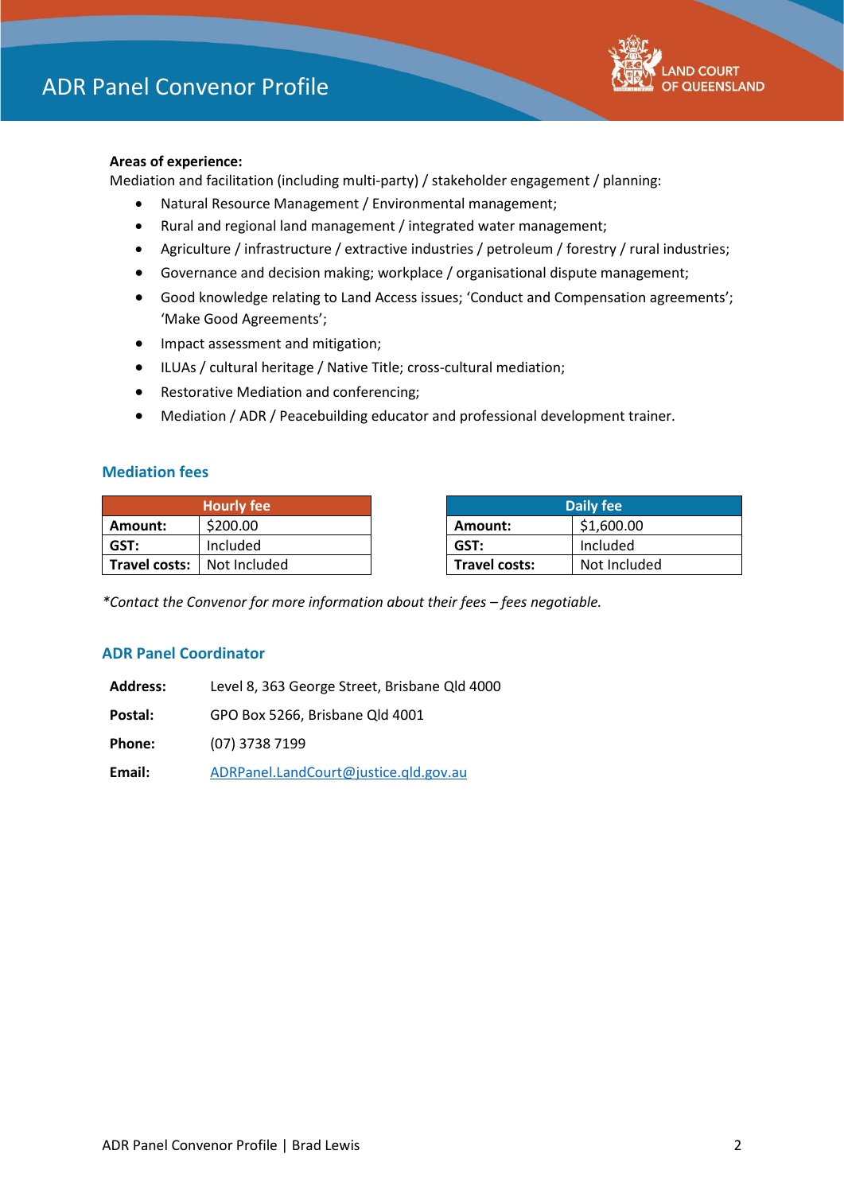**Areas of experience:**

Mediation and facilitation (including multi-party) / stakeholder engagement / planning:

- Natural Resource Management / Environmental management;
- Rural and regional land management / integrated water management;
- Agriculture / infrastructure / extractive industries / petroleum / forestry / rural industries;
- Governance and decision making; workplace / organisational dispute management;
- Good knowledge relating to Land Access issues; 'Conduct and Compensation agreements'; 'Make Good Agreements';
- Impact assessment and mitigation;
- ILUAs / cultural heritage / Native Title; cross-cultural mediation;
- Restorative Mediation and conferencing;
- Mediation / ADR / Peacebuilding educator and professional development trainer.

## Mediation fees

| Hourly fee | |
|---|---|
| **Amount:** | $200.00 |
| **GST:** | Included |
| **Travel costs:** | Not Included |

| Daily fee | |
|---|---|
| **Amount:** | $1,600.00 |
| **GST:** | Included |
| **Travel costs:** | Not Included |

*\*Contact the Convenor for more information about their fees – fees negotiable.*

## ADR Panel Coordinator

**Address:** Level 8, 363 George Street, Brisbane Qld 4000

**Postal:** GPO Box 5266, Brisbane Qld 4001

**Phone:** (07) 3738 7199

**Email:** ADRPanel.LandCourt@justice.qld.gov.au